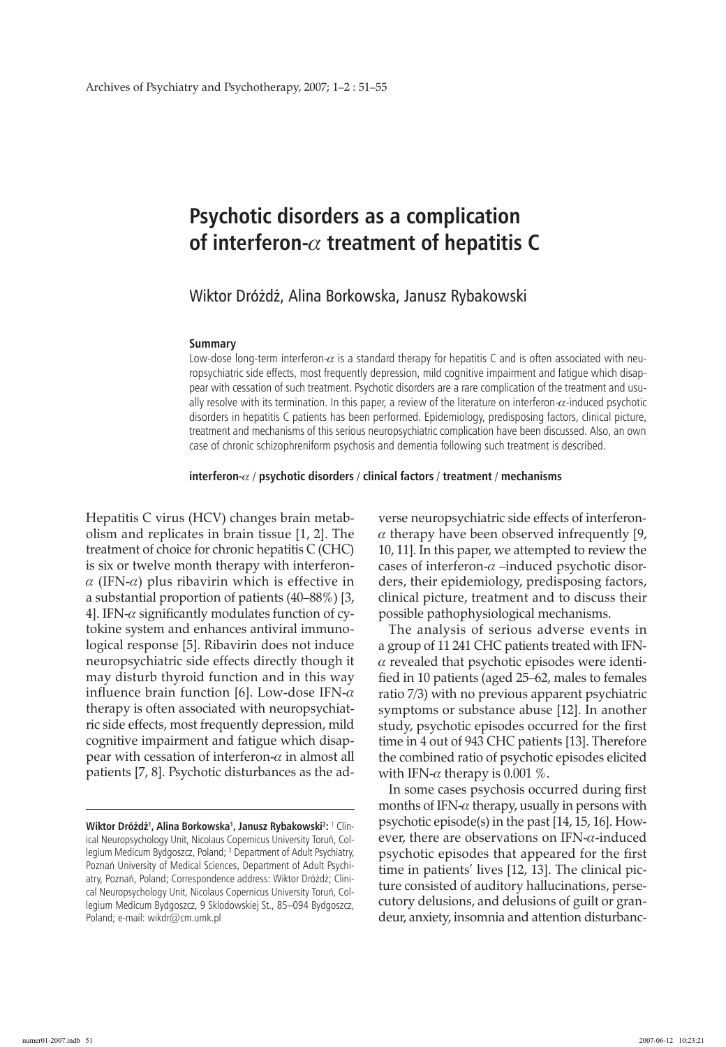# Psychotic disorders as a complication of interferon-$\alpha$ treatment of hepatitis C

Wiktor Dróżdż, Alina Borkowska, Janusz Rybakowski

### Summary

Low-dose long-term interferon-$\alpha$ is a standard therapy for hepatitis C and is often associated with neuropsychiatric side effects, most frequently depression, mild cognitive impairment and fatigue which disappear with cessation of such treatment. Psychotic disorders are a rare complication of the treatment and usually resolve with its termination. In this paper, a review of the literature on interferon-$\alpha$-induced psychotic disorders in hepatitis C patients has been performed. Epidemiology, predisposing factors, clinical picture, treatment and mechanisms of this serious neuropsychiatric complication have been discussed. Also, an own case of chronic schizophreniform psychosis and dementia following such treatment is described.

**interferon-$\alpha$ / psychotic disorders / clinical factors / treatment / mechanisms**

Hepatitis C virus (HCV) changes brain metabolism and replicates in brain tissue [1, 2]. The treatment of choice for chronic hepatitis C (CHC) is six or twelve month therapy with interferon-$\alpha$ (IFN-$\alpha$) plus ribavirin which is effective in a substantial proportion of patients (40–88%) [3, 4]. IFN-$\alpha$ significantly modulates function of cytokine system and enhances antiviral immunological response [5]. Ribavirin does not induce neuropsychiatric side effects directly though it may disturb thyroid function and in this way influence brain function [6]. Low-dose IFN-$\alpha$ therapy is often associated with neuropsychiatric side effects, most frequently depression, mild cognitive impairment and fatigue which disappear with cessation of interferon-$\alpha$ in almost all patients [7, 8]. Psychotic disturbances as the adverse neuropsychiatric side effects of interferon-$\alpha$ therapy have been observed infrequently [9, 10, 11]. In this paper, we attempted to review the cases of interferon-$\alpha$ –induced psychotic disorders, their epidemiology, predisposing factors, clinical picture, treatment and to discuss their possible pathophysiological mechanisms.

The analysis of serious adverse events in a group of 11 241 CHC patients treated with IFN-$\alpha$ revealed that psychotic episodes were identified in 10 patients (aged 25–62, males to females ratio 7/3) with no previous apparent psychiatric symptoms or substance abuse [12]. In another study, psychotic episodes occurred for the first time in 4 out of 943 CHC patients [13]. Therefore the combined ratio of psychotic episodes elicited with IFN-$\alpha$ therapy is 0.001 %.

In some cases psychosis occurred during first months of IFN-$\alpha$ therapy, usually in persons with psychotic episode(s) in the past [14, 15, 16]. However, there are observations on IFN-$\alpha$-induced psychotic episodes that appeared for the first time in patients' lives [12, 13]. The clinical picture consisted of auditory hallucinations, persecutory delusions, and delusions of guilt or grandeur, anxiety, insomnia and attention disturbanc-

**Wiktor Dróżdż[1], Alina Borkowska[1], Janusz Rybakowski[2]:** [1] Clinical Neuropsychology Unit, Nicolaus Copernicus University Toruń, Collegium Medicum Bydgoszcz, Poland; [2] Department of Adult Psychiatry, Poznań University of Medical Sciences, Department of Adult Psychiatry, Poznań, Poland; Correspondence address: Wiktor Dróżdż; Clinical Neuropsychology Unit, Nicolaus Copernicus University Toruń, Collegium Medicum Bydgoszcz, 9 Sklodowskiej St., 85–094 Bydgoszcz, Poland; e-mail: wikdr@cm.umk.pl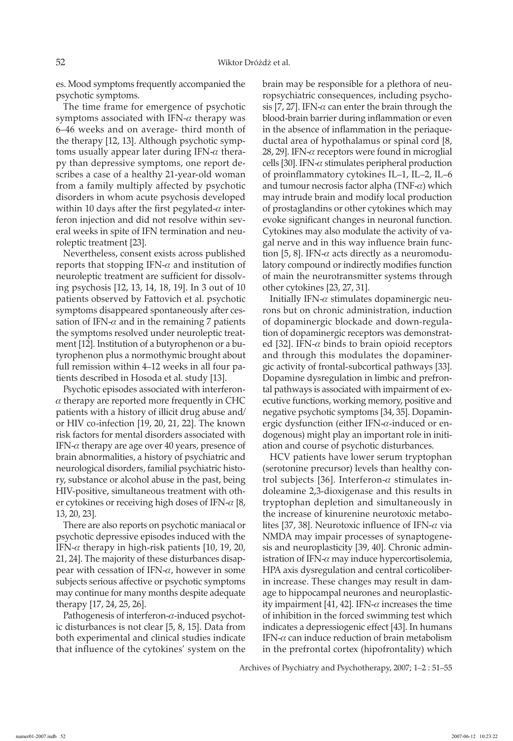es. Mood symptoms frequently accompanied the psychotic symptoms.

The time frame for emergence of psychotic symptoms associated with IFN-$\alpha$ therapy was 6–46 weeks and on average- third month of the therapy [12, 13]. Although psychotic symptoms usually appear later during IFN-$\alpha$ therapy than depressive symptoms, one report describes a case of a healthy 21-year-old woman from a family multiply affected by psychotic disorders in whom acute psychosis developed within 10 days after the first pegylated-$\alpha$ interferon injection and did not resolve within several weeks in spite of IFN termination and neuroleptic treatment [23].

Nevertheless, consent exists across published reports that stopping IFN-$\alpha$ and institution of neuroleptic treatment are sufficient for dissolving psychosis [12, 13, 14, 18, 19]. In 3 out of 10 patients observed by Fattovich et al. psychotic symptoms disappeared spontaneously after cessation of IFN-$\alpha$ and in the remaining 7 patients the symptoms resolved under neuroleptic treatment [12]. Institution of a butyrophenon or a butyrophenon plus a normothymic brought about full remission within 4–12 weeks in all four patients described in Hosoda et al. study [13].

Psychotic episodes associated with interferon-$\alpha$ therapy are reported more frequently in CHC patients with a history of illicit drug abuse and/or HIV co-infection [19, 20, 21, 22]. The known risk factors for mental disorders associated with IFN-$\alpha$ therapy are age over 40 years, presence of brain abnormalities, a history of psychiatric and neurological disorders, familial psychiatric history, substance or alcohol abuse in the past, being HIV-positive, simultaneous treatment with other cytokines or receiving high doses of IFN-$\alpha$ [8, 13, 20, 23].

There are also reports on psychotic maniacal or psychotic depressive episodes induced with the IFN-$\alpha$ therapy in high-risk patients [10, 19, 20, 21, 24]. The majority of these disturbances disappear with cessation of IFN-$\alpha$, however in some subjects serious affective or psychotic symptoms may continue for many months despite adequate therapy [17, 24, 25, 26].

Pathogenesis of interferon-$\alpha$-induced psychotic disturbances is not clear [5, 8, 15]. Data from both experimental and clinical studies indicate that influence of the cytokines' system on the brain may be responsible for a plethora of neuropsychiatric consequences, including psychosis [7, 27]. IFN-$\alpha$ can enter the brain through the blood-brain barrier during inflammation or even in the absence of inflammation in the periaqueductal area of hypothalamus or spinal cord [8, 28, 29]. IFN-$\alpha$ receptors were found in microglial cells [30]. IFN-$\alpha$ stimulates peripheral production of proinflammatory cytokines IL–1, IL–2, IL–6 and tumour necrosis factor alpha (TNF-$\alpha$) which may intrude brain and modify local production of prostaglandins or other cytokines which may evoke significant changes in neuronal function. Cytokines may also modulate the activity of vagal nerve and in this way influence brain function [5, 8]. IFN-$\alpha$ acts directly as a neuromodulatory compound or indirectly modifies function of main the neurotransmitter systems through other cytokines [23, 27, 31].

Initially IFN-$\alpha$ stimulates dopaminergic neurons but on chronic administration, induction of dopaminergic blockade and down-regulation of dopaminergic receptors was demonstrated [32]. IFN-$\alpha$ binds to brain opioid receptors and through this modulates the dopaminergic activity of frontal-subcortical pathways [33]. Dopamine dysregulation in limbic and prefrontal pathways is associated with impairment of executive functions, working memory, positive and negative psychotic symptoms [34, 35]. Dopaminergic dysfunction (either IFN-$\alpha$-induced or endogenous) might play an important role in initiation and course of psychotic disturbances.

HCV patients have lower serum tryptophan (serotonine precursor) levels than healthy control subjects [36]. Interferon-$\alpha$ stimulates indoleamine 2,3-dioxigenase and this results in tryptophan depletion and simultaneously in the increase of kinurenine neurotoxic metabolites [37, 38]. Neurotoxic influence of IFN-$\alpha$ via NMDA may impair processes of synaptogenesis and neuroplasticity [39, 40]. Chronic administration of IFN-$\alpha$ may induce hypercortisolemia, HPA axis dysregulation and central corticoliberin increase. These changes may result in damage to hippocampal neurones and neuroplasticity impairment [41, 42]. IFN-$\alpha$ increases the time of inhibition in the forced swimming test which indicates a depressiogenic effect [43]. In humans IFN-$\alpha$ can induce reduction of brain metabolism in the prefrontal cortex (hipofrontality) which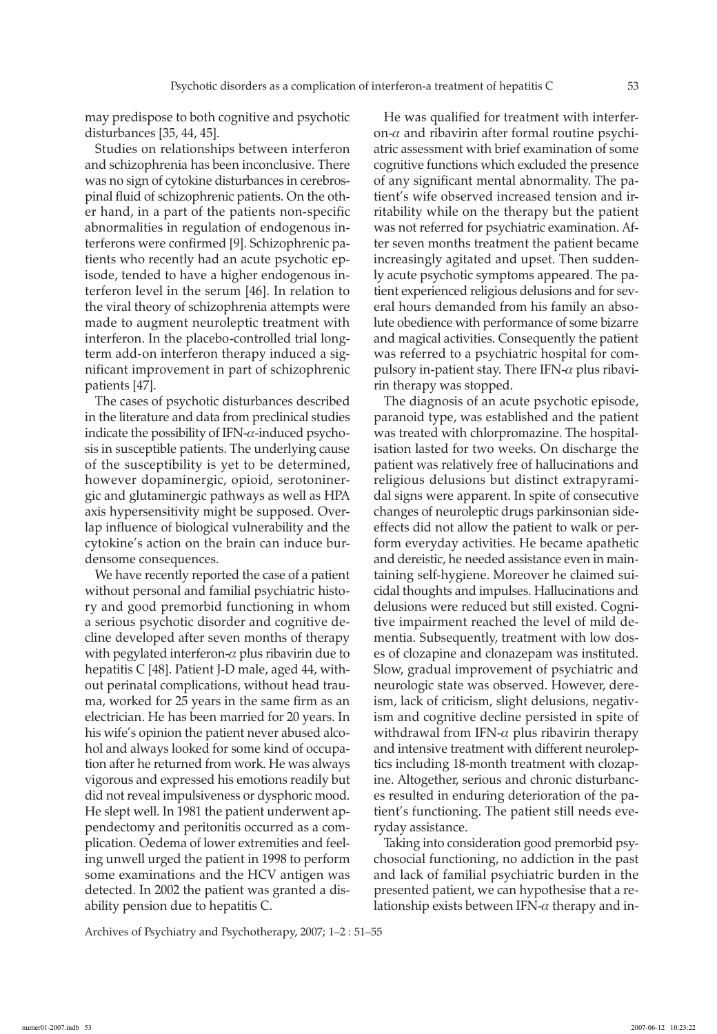may predispose to both cognitive and psychotic disturbances [35, 44, 45].

Studies on relationships between interferon and schizophrenia has been inconclusive. There was no sign of cytokine disturbances in cerebrospinal fluid of schizophrenic patients. On the other hand, in a part of the patients non-specific abnormalities in regulation of endogenous interferons were confirmed [9]. Schizophrenic patients who recently had an acute psychotic episode, tended to have a higher endogenous interferon level in the serum [46]. In relation to the viral theory of schizophrenia attempts were made to augment neuroleptic treatment with interferon. In the placebo-controlled trial long-term add-on interferon therapy induced a significant improvement in part of schizophrenic patients [47].

The cases of psychotic disturbances described in the literature and data from preclinical studies indicate the possibility of IFN-$\alpha$-induced psychosis in susceptible patients. The underlying cause of the susceptibility is yet to be determined, however dopaminergic, opioid, serotoninergic and glutaminergic pathways as well as HPA axis hypersensitivity might be supposed. Overlap influence of biological vulnerability and the cytokine's action on the brain can induce burdensome consequences.

We have recently reported the case of a patient without personal and familial psychiatric history and good premorbid functioning in whom a serious psychotic disorder and cognitive decline developed after seven months of therapy with pegylated interferon-$\alpha$ plus ribavirin due to hepatitis C [48]. Patient J-D male, aged 44, without perinatal complications, without head trauma, worked for 25 years in the same firm as an electrician. He has been married for 20 years. In his wife's opinion the patient never abused alcohol and always looked for some kind of occupation after he returned from work. He was always vigorous and expressed his emotions readily but did not reveal impulsiveness or dysphoric mood. He slept well. In 1981 the patient underwent appendectomy and peritonitis occurred as a complication. Oedema of lower extremities and feeling unwell urged the patient in 1998 to perform some examinations and the HCV antigen was detected. In 2002 the patient was granted a disability pension due to hepatitis C.

He was qualified for treatment with interferon-$\alpha$ and ribavirin after formal routine psychiatric assessment with brief examination of some cognitive functions which excluded the presence of any significant mental abnormality. The patient's wife observed increased tension and irritability while on the therapy but the patient was not referred for psychiatric examination. After seven months treatment the patient became increasingly agitated and upset. Then suddenly acute psychotic symptoms appeared. The patient experienced religious delusions and for several hours demanded from his family an absolute obedience with performance of some bizarre and magical activities. Consequently the patient was referred to a psychiatric hospital for compulsory in-patient stay. There IFN-$\alpha$ plus ribavirin therapy was stopped.

The diagnosis of an acute psychotic episode, paranoid type, was established and the patient was treated with chlorpromazine. The hospitalisation lasted for two weeks. On discharge the patient was relatively free of hallucinations and religious delusions but distinct extrapyramidal signs were apparent. In spite of consecutive changes of neuroleptic drugs parkinsonian side-effects did not allow the patient to walk or perform everyday activities. He became apathetic and dereistic, he needed assistance even in maintaining self-hygiene. Moreover he claimed suicidal thoughts and impulses. Hallucinations and delusions were reduced but still existed. Cognitive impairment reached the level of mild dementia. Subsequently, treatment with low doses of clozapine and clonazepam was instituted. Slow, gradual improvement of psychiatric and neurologic state was observed. However, dereism, lack of criticism, slight delusions, negativism and cognitive decline persisted in spite of withdrawal from IFN-$\alpha$ plus ribavirin therapy and intensive treatment with different neuroleptics including 18-month treatment with clozapine. Altogether, serious and chronic disturbances resulted in enduring deterioration of the patient's functioning. The patient still needs everyday assistance.

Taking into consideration good premorbid psychosocial functioning, no addiction in the past and lack of familial psychiatric burden in the presented patient, we can hypothesise that a relationship exists between IFN-$\alpha$ therapy and in-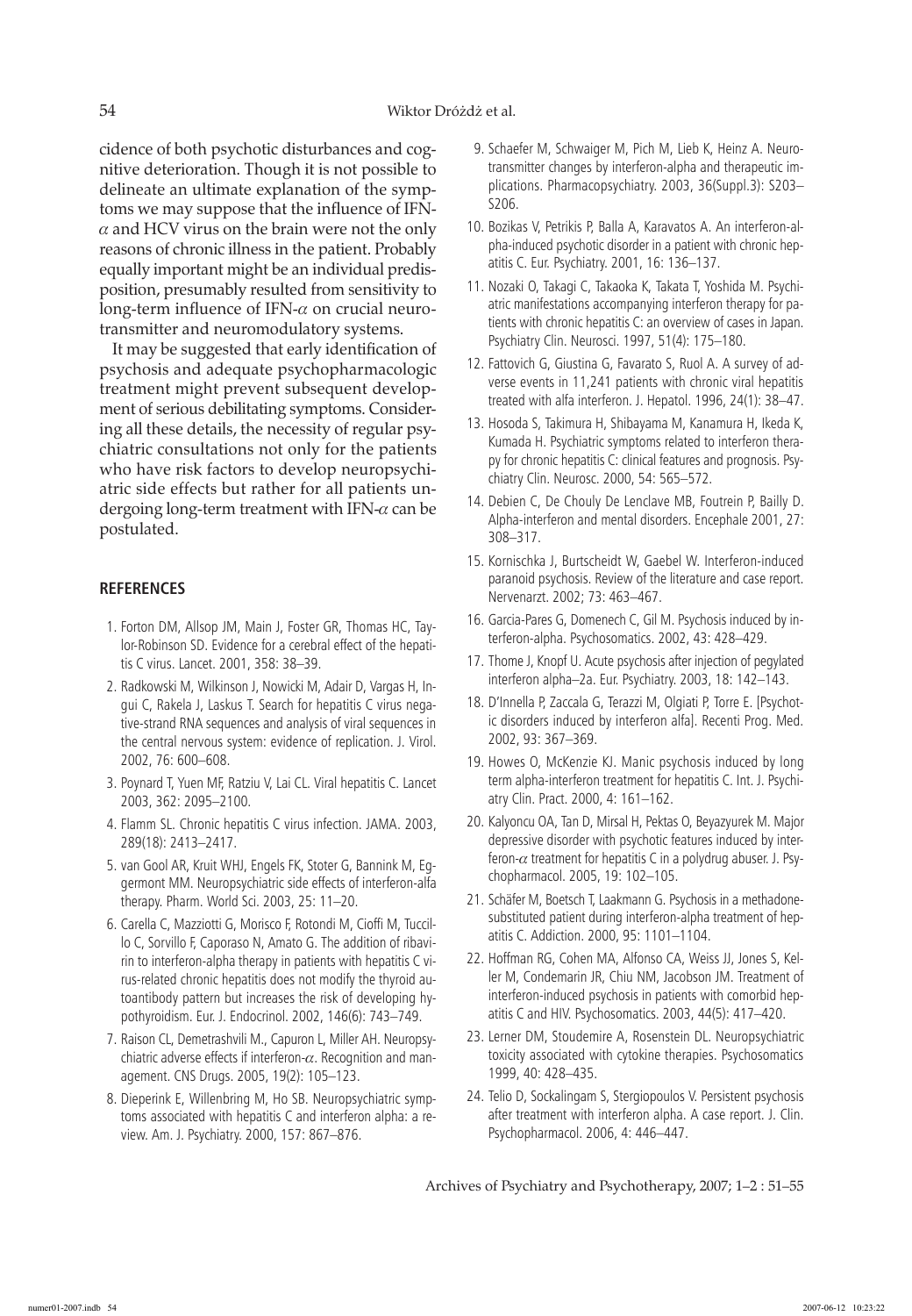cidence of both psychotic disturbances and cognitive deterioration. Though it is not possible to delineate an ultimate explanation of the symptoms we may suppose that the influence of IFN-$\alpha$ and HCV virus on the brain were not the only reasons of chronic illness in the patient. Probably equally important might be an individual predisposition, presumably resulted from sensitivity to long-term influence of IFN-$\alpha$ on crucial neurotransmitter and neuromodulatory systems.

It may be suggested that early identification of psychosis and adequate psychopharmacologic treatment might prevent subsequent development of serious debilitating symptoms. Considering all these details, the necessity of regular psychiatric consultations not only for the patients who have risk factors to develop neuropsychiatric side effects but rather for all patients undergoing long-term treatment with IFN-$\alpha$ can be postulated.

## REFERENCES

1. Forton DM, Allsop JM, Main J, Foster GR, Thomas HC, Taylor-Robinson SD. Evidence for a cerebral effect of the hepatitis C virus. Lancet. 2001, 358: 38–39.
2. Radkowski M, Wilkinson J, Nowicki M, Adair D, Vargas H, Ingui C, Rakela J, Laskus T. Search for hepatitis C virus negative-strand RNA sequences and analysis of viral sequences in the central nervous system: evidence of replication. J. Virol. 2002, 76: 600–608.
3. Poynard T, Yuen MF, Ratziu V, Lai CL. Viral hepatitis C. Lancet 2003, 362: 2095–2100.
4. Flamm SL. Chronic hepatitis C virus infection. JAMA. 2003, 289(18): 2413–2417.
5. van Gool AR, Kruit WHJ, Engels FK, Stoter G, Bannink M, Eggermont MM. Neuropsychiatric side effects of interferon-alfa therapy. Pharm. World Sci. 2003, 25: 11–20.
6. Carella C, Mazziotti G, Morisco F, Rotondi M, Cioffi M, Tuccillo C, Sorvillo F, Caporaso N, Amato G. The addition of ribavirin to interferon-alpha therapy in patients with hepatitis C virus-related chronic hepatitis does not modify the thyroid autoantibody pattern but increases the risk of developing hypothyroidism. Eur. J. Endocrinol. 2002, 146(6): 743–749.
7. Raison CL, Demetrashvili M., Capuron L, Miller AH. Neuropsychiatric adverse effects if interferon-$\alpha$. Recognition and management. CNS Drugs. 2005, 19(2): 105–123.
8. Dieperink E, Willenbring M, Ho SB. Neuropsychiatric symptoms associated with hepatitis C and interferon alpha: a review. Am. J. Psychiatry. 2000, 157: 867–876.
9. Schaefer M, Schwaiger M, Pich M, Lieb K, Heinz A. Neurotransmitter changes by interferon-alpha and therapeutic implications. Pharmacopsychiatry. 2003, 36(Suppl.3): S203–S206.
10. Bozikas V, Petrikis P, Balla A, Karavatos A. An interferon-alpha-induced psychotic disorder in a patient with chronic hepatitis C. Eur. Psychiatry. 2001, 16: 136–137.
11. Nozaki O, Takagi C, Takaoka K, Takata T, Yoshida M. Psychiatric manifestations accompanying interferon therapy for patients with chronic hepatitis C: an overview of cases in Japan. Psychiatry Clin. Neurosci. 1997, 51(4): 175–180.
12. Fattovich G, Giustina G, Favarato S, Ruol A. A survey of adverse events in 11,241 patients with chronic viral hepatitis treated with alfa interferon. J. Hepatol. 1996, 24(1): 38–47.
13. Hosoda S, Takimura H, Shibayama M, Kanamura H, Ikeda K, Kumada H. Psychiatric symptoms related to interferon therapy for chronic hepatitis C: clinical features and prognosis. Psychiatry Clin. Neurosc. 2000, 54: 565–572.
14. Debien C, De Chouly De Lenclave MB, Foutrein P, Bailly D. Alpha-interferon and mental disorders. Encephale 2001, 27: 308–317.
15. Kornischka J, Burtscheidt W, Gaebel W. Interferon-induced paranoid psychosis. Review of the literature and case report. Nervenarzt. 2002; 73: 463–467.
16. Garcia-Pares G, Domenech C, Gil M. Psychosis induced by interferon-alpha. Psychosomatics. 2002, 43: 428–429.
17. Thome J, Knopf U. Acute psychosis after injection of pegylated interferon alpha–2a. Eur. Psychiatry. 2003, 18: 142–143.
18. D'Innella P, Zaccala G, Terazzi M, Olgiati P, Torre E. [Psychotic disorders induced by interferon alfa]. Recenti Prog. Med. 2002, 93: 367–369.
19. Howes O, McKenzie KJ. Manic psychosis induced by long term alpha-interferon treatment for hepatitis C. Int. J. Psychiatry Clin. Pract. 2000, 4: 161–162.
20. Kalyoncu OA, Tan D, Mirsal H, Pektas O, Beyazyurek M. Major depressive disorder with psychotic features induced by interferon-$\alpha$ treatment for hepatitis C in a polydrug abuser. J. Psychopharmacol. 2005, 19: 102–105.
21. Schäfer M, Boetsch T, Laakmann G. Psychosis in a methadone-substituted patient during interferon-alpha treatment of hepatitis C. Addiction. 2000, 95: 1101–1104.
22. Hoffman RG, Cohen MA, Alfonso CA, Weiss JJ, Jones S, Keller M, Condemarin JR, Chiu NM, Jacobson JM. Treatment of interferon-induced psychosis in patients with comorbid hepatitis C and HIV. Psychosomatics. 2003, 44(5): 417–420.
23. Lerner DM, Stoudemire A, Rosenstein DL. Neuropsychiatric toxicity associated with cytokine therapies. Psychosomatics 1999, 40: 428–435.
24. Telio D, Sockalingam S, Stergiopoulos V. Persistent psychosis after treatment with interferon alpha. A case report. J. Clin. Psychopharmacol. 2006, 4: 446–447.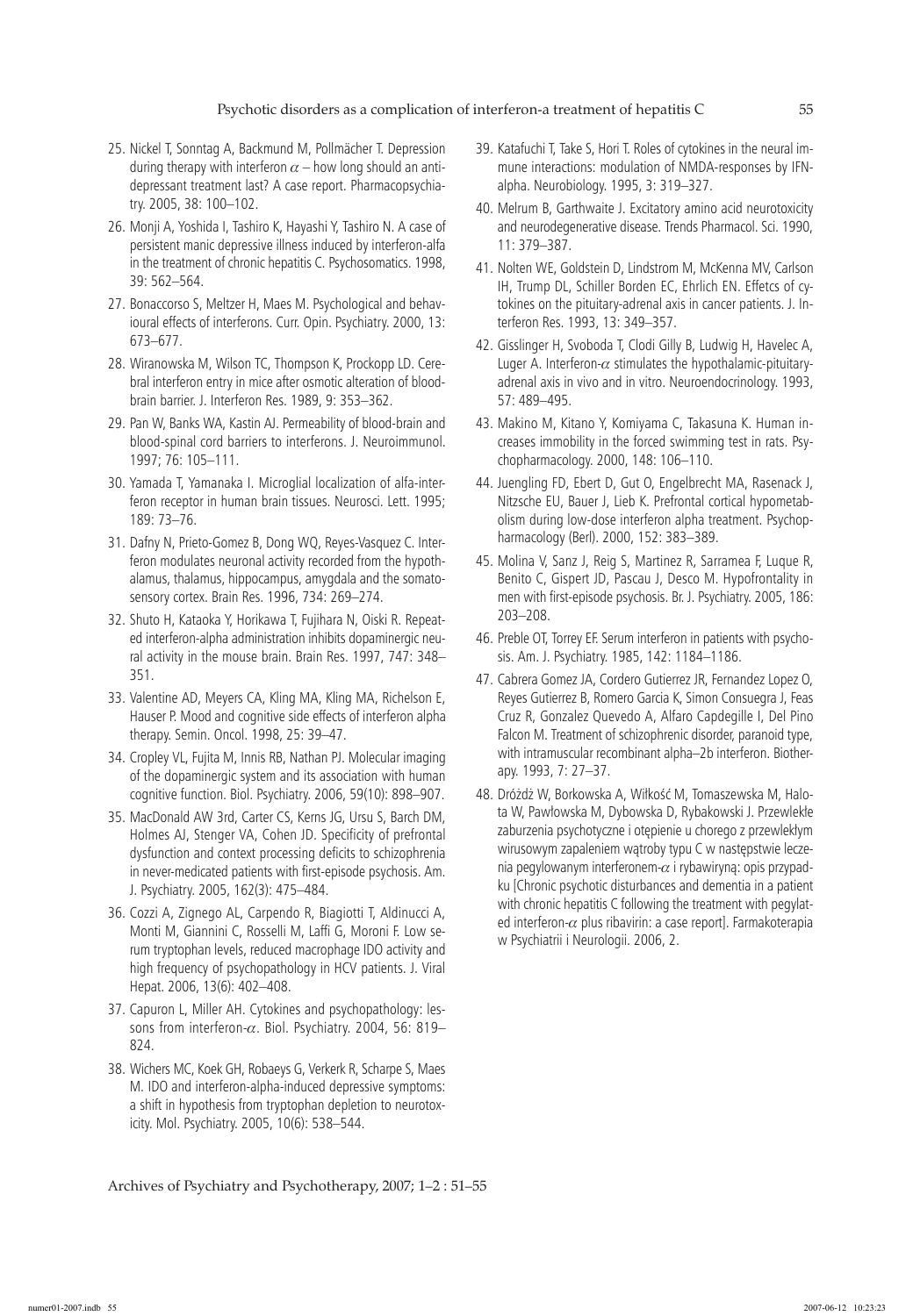25. Nickel T, Sonntag A, Backmund M, Pollmächer T. Depression during therapy with interferon $\alpha$ – how long should an antidepressant treatment last? A case report. Pharmacopsychiatry. 2005, 38: 100–102.

26. Monji A, Yoshida I, Tashiro K, Hayashi Y, Tashiro N. A case of persistent manic depressive illness induced by interferon-alfa in the treatment of chronic hepatitis C. Psychosomatics. 1998, 39: 562–564.

27. Bonaccorso S, Meltzer H, Maes M. Psychological and behavioural effects of interferons. Curr. Opin. Psychiatry. 2000, 13: 673–677.

28. Wiranowska M, Wilson TC, Thompson K, Prockopp LD. Cerebral interferon entry in mice after osmotic alteration of blood-brain barrier. J. Interferon Res. 1989, 9: 353–362.

29. Pan W, Banks WA, Kastin AJ. Permeability of blood-brain and blood-spinal cord barriers to interferons. J. Neuroimmunol. 1997; 76: 105–111.

30. Yamada T, Yamanaka I. Microglial localization of alfa-interferon receptor in human brain tissues. Neurosci. Lett. 1995; 189: 73–76.

31. Dafny N, Prieto-Gomez B, Dong WQ, Reyes-Vasquez C. Interferon modulates neuronal activity recorded from the hypothalamus, thalamus, hippocampus, amygdala and the somatosensory cortex. Brain Res. 1996, 734: 269–274.

32. Shuto H, Kataoka Y, Horikawa T, Fujihara N, Oiski R. Repeated interferon-alpha administration inhibits dopaminergic neural activity in the mouse brain. Brain Res. 1997, 747: 348–351.

33. Valentine AD, Meyers CA, Kling MA, Kling MA, Richelson E, Hauser P. Mood and cognitive side effects of interferon alpha therapy. Semin. Oncol. 1998, 25: 39–47.

34. Cropley VL, Fujita M, Innis RB, Nathan PJ. Molecular imaging of the dopaminergic system and its association with human cognitive function. Biol. Psychiatry. 2006, 59(10): 898–907.

35. MacDonald AW 3rd, Carter CS, Kerns JG, Ursu S, Barch DM, Holmes AJ, Stenger VA, Cohen JD. Specificity of prefrontal dysfunction and context processing deficits to schizophrenia in never-medicated patients with first-episode psychosis. Am. J. Psychiatry. 2005, 162(3): 475–484.

36. Cozzi A, Zignego AL, Carpendo R, Biagiotti T, Aldinucci A, Monti M, Giannini C, Rosselli M, Laffi G, Moroni F. Low serum tryptophan levels, reduced macrophage IDO activity and high frequency of psychopathology in HCV patients. J. Viral Hepat. 2006, 13(6): 402–408.

37. Capuron L, Miller AH. Cytokines and psychopathology: lessons from interferon-$\alpha$. Biol. Psychiatry. 2004, 56: 819–824.

38. Wichers MC, Koek GH, Robaeys G, Verkerk R, Scharpe S, Maes M. IDO and interferon-alpha-induced depressive symptoms: a shift in hypothesis from tryptophan depletion to neurotoxicity. Mol. Psychiatry. 2005, 10(6): 538–544.

39. Katafuchi T, Take S, Hori T. Roles of cytokines in the neural immune interactions: modulation of NMDA-responses by IFN-alpha. Neurobiology. 1995, 3: 319–327.

40. Melrum B, Garthwaite J. Excitatory amino acid neurotoxicity and neurodegenerative disease. Trends Pharmacol. Sci. 1990, 11: 379–387.

41. Nolten WE, Goldstein D, Lindstrom M, McKenna MV, Carlson IH, Trump DL, Schiller Borden EC, Ehrlich EN. Effetcs of cytokines on the pituitary-adrenal axis in cancer patients. J. Interferon Res. 1993, 13: 349–357.

42. Gisslinger H, Svoboda T, Clodi Gilly B, Ludwig H, Havelec A, Luger A. Interferon-$\alpha$ stimulates the hypothalamic-pituitary-adrenal axis in vivo and in vitro. Neuroendocrinology. 1993, 57: 489–495.

43. Makino M, Kitano Y, Komiyama C, Takasuna K. Human increases immobility in the forced swimming test in rats. Psychopharmacology. 2000, 148: 106–110.

44. Juengling FD, Ebert D, Gut O, Engelbrecht MA, Rasenack J, Nitzsche EU, Bauer J, Lieb K. Prefrontal cortical hypometabolism during low-dose interferon alpha treatment. Psychopharmacology (Berl). 2000, 152: 383–389.

45. Molina V, Sanz J, Reig S, Martinez R, Sarramea F, Luque R, Benito C, Gispert JD, Pascau J, Desco M. Hypofrontality in men with first-episode psychosis. Br. J. Psychiatry. 2005, 186: 203–208.

46. Preble OT, Torrey EF. Serum interferon in patients with psychosis. Am. J. Psychiatry. 1985, 142: 1184–1186.

47. Cabrera Gomez JA, Cordero Gutierrez JR, Fernandez Lopez O, Reyes Gutierrez B, Romero Garcia K, Simon Consuegra J, Feas Cruz R, Gonzalez Quevedo A, Alfaro Capdegille I, Del Pino Falcon M. Treatment of schizophrenic disorder, paranoid type, with intramuscular recombinant alpha–2b interferon. Biotherapy. 1993, 7: 27–37.

48. Dróżdż W, Borkowska A, Wiłkość M, Tomaszewska M, Halota W, Pawłowska M, Dybowska D, Rybakowski J. Przewlekłe zaburzenia psychotyczne i otępienie u chorego z przewlekłym wirusowym zapaleniem wątroby typu C w następstwie leczenia pegylowanym interferonem-$\alpha$ i rybawiryną: opis przypadku [Chronic psychotic disturbances and dementia in a patient with chronic hepatitis C following the treatment with pegylated interferon-$\alpha$ plus ribavirin: a case report]. Farmakoterapia w Psychiatrii i Neurologii. 2006, 2.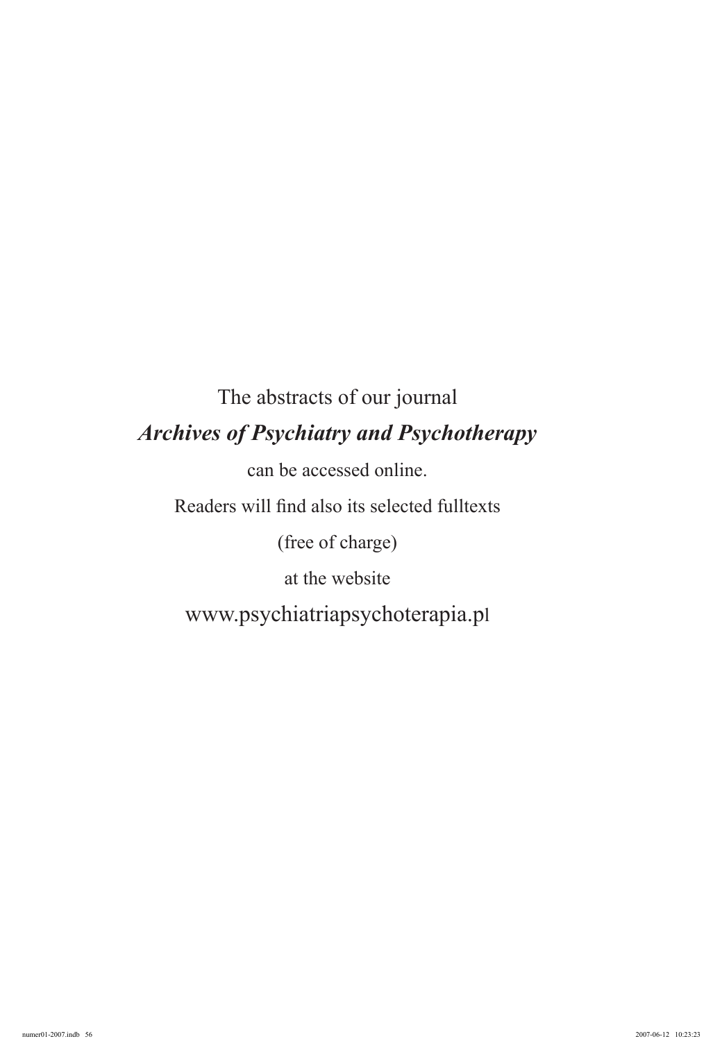The abstracts of our journal

***Archives of Psychiatry and Psychotherapy***

can be accessed online.

Readers will find also its selected fulltexts

(free of charge)

at the website

www.psychiatriapsychoterapia.pl